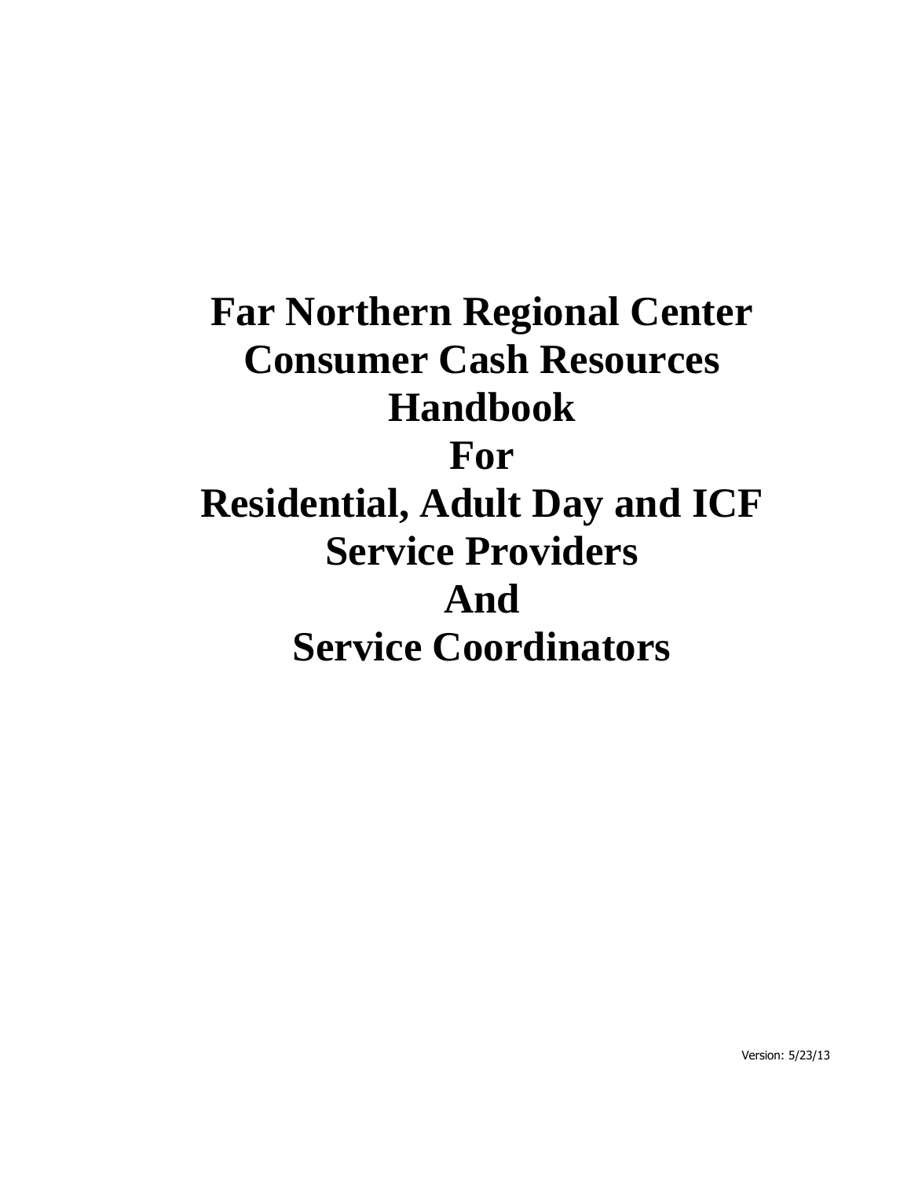# Far Northern Regional Center Consumer Cash Resources Handbook For Residential, Adult Day and ICF Service Providers And Service Coordinators

Version: 5/23/13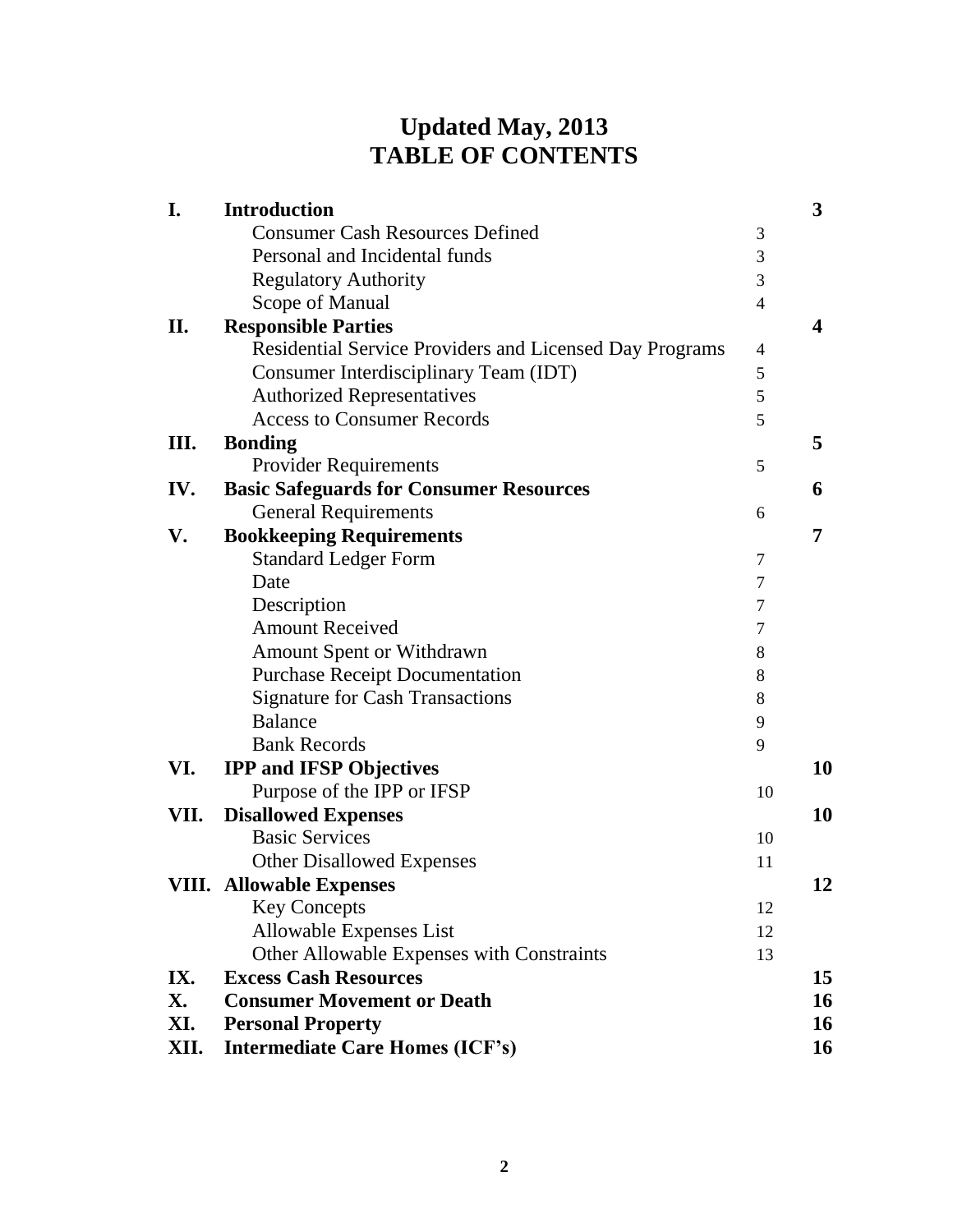# Updated May, 2013
# TABLE OF CONTENTS

| | | | |
|---|---|---|---|
| **I.** | **Introduction** | | **3** |
| | Consumer Cash Resources Defined | 3 | |
| | Personal and Incidental funds | 3 | |
| | Regulatory Authority | 3 | |
| | Scope of Manual | 4 | |
| **II.** | **Responsible Parties** | | **4** |
| | Residential Service Providers and Licensed Day Programs | 4 | |
| | Consumer Interdisciplinary Team (IDT) | 5 | |
| | Authorized Representatives | 5 | |
| | Access to Consumer Records | 5 | |
| **III.** | **Bonding** | | **5** |
| | Provider Requirements | 5 | |
| **IV.** | **Basic Safeguards for Consumer Resources** | | **6** |
| | General Requirements | 6 | |
| **V.** | **Bookkeeping Requirements** | | **7** |
| | Standard Ledger Form | 7 | |
| | Date | 7 | |
| | Description | 7 | |
| | Amount Received | 7 | |
| | Amount Spent or Withdrawn | 8 | |
| | Purchase Receipt Documentation | 8 | |
| | Signature for Cash Transactions | 8 | |
| | Balance | 9 | |
| | Bank Records | 9 | |
| **VI.** | **IPP and IFSP Objectives** | | **10** |
| | Purpose of the IPP or IFSP | 10 | |
| **VII.** | **Disallowed Expenses** | | **10** |
| | Basic Services | 10 | |
| | Other Disallowed Expenses | 11 | |
| **VIII.** | **Allowable Expenses** | | **12** |
| | Key Concepts | 12 | |
| | Allowable Expenses List | 12 | |
| | Other Allowable Expenses with Constraints | 13 | |
| **IX.** | **Excess Cash Resources** | | **15** |
| **X.** | **Consumer Movement or Death** | | **16** |
| **XI.** | **Personal Property** | | **16** |
| **XII.** | **Intermediate Care Homes (ICF's)** | | **16** |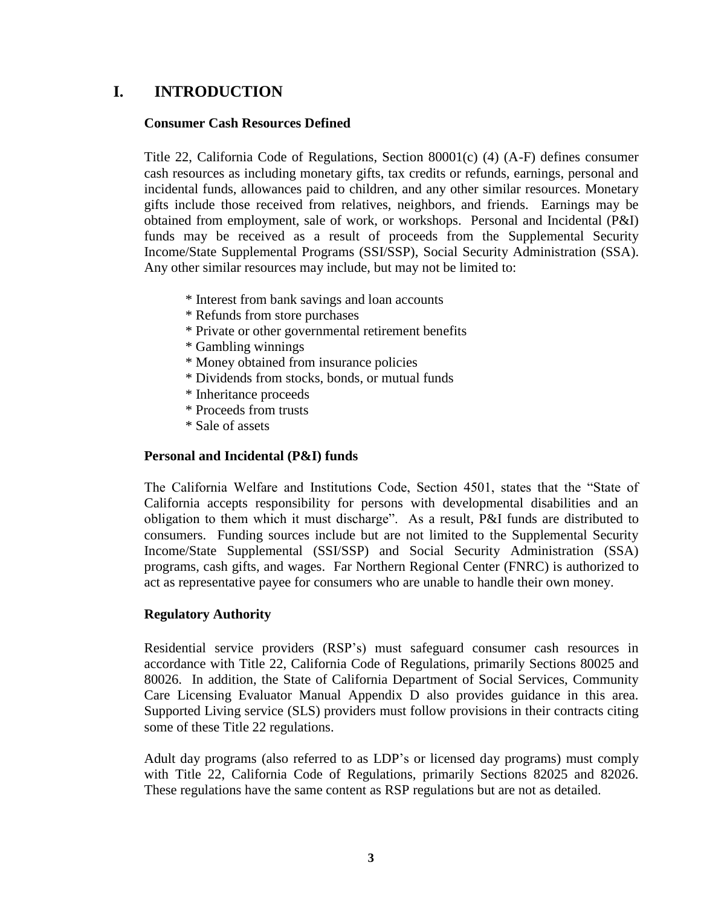# I. INTRODUCTION

**Consumer Cash Resources Defined**

Title 22, California Code of Regulations, Section 80001(c) (4) (A-F) defines consumer cash resources as including monetary gifts, tax credits or refunds, earnings, personal and incidental funds, allowances paid to children, and any other similar resources. Monetary gifts include those received from relatives, neighbors, and friends. Earnings may be obtained from employment, sale of work, or workshops. Personal and Incidental (P&I) funds may be received as a result of proceeds from the Supplemental Security Income/State Supplemental Programs (SSI/SSP), Social Security Administration (SSA). Any other similar resources may include, but may not be limited to:

* Interest from bank savings and loan accounts
* Refunds from store purchases
* Private or other governmental retirement benefits
* Gambling winnings
* Money obtained from insurance policies
* Dividends from stocks, bonds, or mutual funds
* Inheritance proceeds
* Proceeds from trusts
* Sale of assets

**Personal and Incidental (P&I) funds**

The California Welfare and Institutions Code, Section 4501, states that the "State of California accepts responsibility for persons with developmental disabilities and an obligation to them which it must discharge". As a result, P&I funds are distributed to consumers. Funding sources include but are not limited to the Supplemental Security Income/State Supplemental (SSI/SSP) and Social Security Administration (SSA) programs, cash gifts, and wages. Far Northern Regional Center (FNRC) is authorized to act as representative payee for consumers who are unable to handle their own money.

**Regulatory Authority**

Residential service providers (RSP's) must safeguard consumer cash resources in accordance with Title 22, California Code of Regulations, primarily Sections 80025 and 80026. In addition, the State of California Department of Social Services, Community Care Licensing Evaluator Manual Appendix D also provides guidance in this area. Supported Living service (SLS) providers must follow provisions in their contracts citing some of these Title 22 regulations.

Adult day programs (also referred to as LDP's or licensed day programs) must comply with Title 22, California Code of Regulations, primarily Sections 82025 and 82026. These regulations have the same content as RSP regulations but are not as detailed.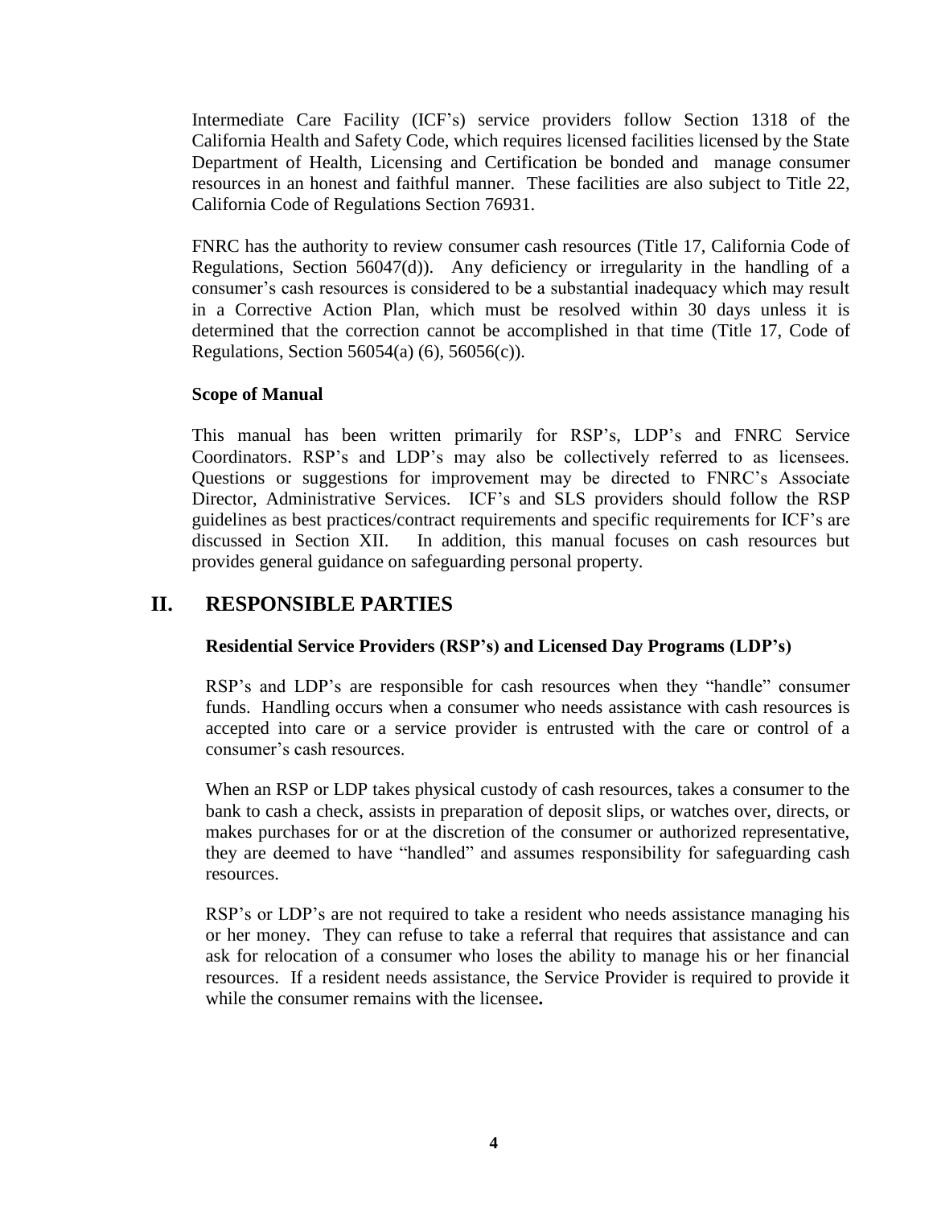Intermediate Care Facility (ICF's) service providers follow Section 1318 of the California Health and Safety Code, which requires licensed facilities licensed by the State Department of Health, Licensing and Certification be bonded and manage consumer resources in an honest and faithful manner. These facilities are also subject to Title 22, California Code of Regulations Section 76931.

FNRC has the authority to review consumer cash resources (Title 17, California Code of Regulations, Section 56047(d)). Any deficiency or irregularity in the handling of a consumer's cash resources is considered to be a substantial inadequacy which may result in a Corrective Action Plan, which must be resolved within 30 days unless it is determined that the correction cannot be accomplished in that time (Title 17, Code of Regulations, Section 56054(a) (6), 56056(c)).

**Scope of Manual**

This manual has been written primarily for RSP's, LDP's and FNRC Service Coordinators. RSP's and LDP's may also be collectively referred to as licensees. Questions or suggestions for improvement may be directed to FNRC's Associate Director, Administrative Services. ICF's and SLS providers should follow the RSP guidelines as best practices/contract requirements and specific requirements for ICF's are discussed in Section XII. In addition, this manual focuses on cash resources but provides general guidance on safeguarding personal property.

## II. RESPONSIBLE PARTIES

**Residential Service Providers (RSP's) and Licensed Day Programs (LDP's)**

RSP's and LDP's are responsible for cash resources when they "handle" consumer funds. Handling occurs when a consumer who needs assistance with cash resources is accepted into care or a service provider is entrusted with the care or control of a consumer's cash resources.

When an RSP or LDP takes physical custody of cash resources, takes a consumer to the bank to cash a check, assists in preparation of deposit slips, or watches over, directs, or makes purchases for or at the discretion of the consumer or authorized representative, they are deemed to have "handled" and assumes responsibility for safeguarding cash resources.

RSP's or LDP's are not required to take a resident who needs assistance managing his or her money. They can refuse to take a referral that requires that assistance and can ask for relocation of a consumer who loses the ability to manage his or her financial resources. If a resident needs assistance, the Service Provider is required to provide it while the consumer remains with the licensee**.**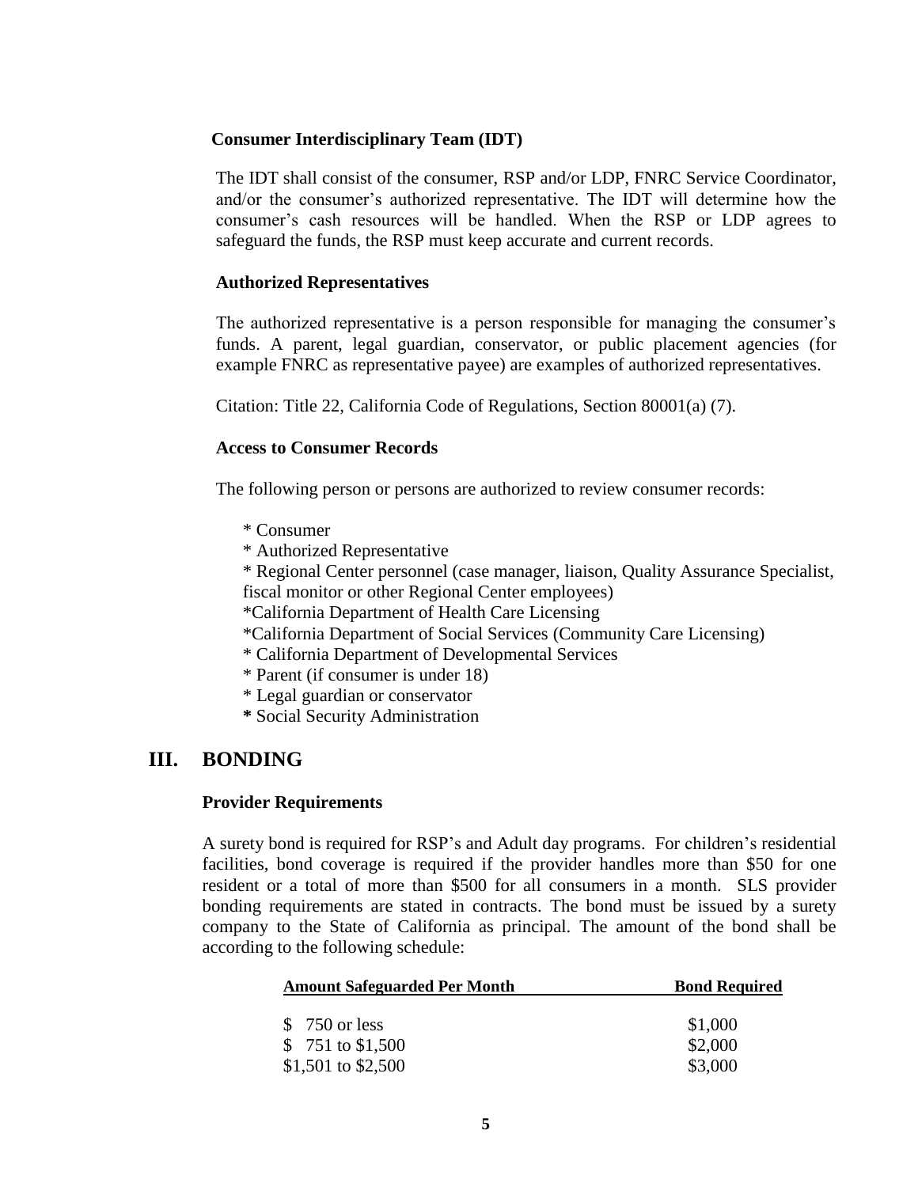**Consumer Interdisciplinary Team (IDT)**

The IDT shall consist of the consumer, RSP and/or LDP, FNRC Service Coordinator, and/or the consumer's authorized representative. The IDT will determine how the consumer's cash resources will be handled. When the RSP or LDP agrees to safeguard the funds, the RSP must keep accurate and current records.

**Authorized Representatives**

The authorized representative is a person responsible for managing the consumer's funds. A parent, legal guardian, conservator, or public placement agencies (for example FNRC as representative payee) are examples of authorized representatives.

Citation: Title 22, California Code of Regulations, Section 80001(a) (7).

**Access to Consumer Records**

The following person or persons are authorized to review consumer records:

- Consumer
- Authorized Representative
- Regional Center personnel (case manager, liaison, Quality Assurance Specialist, fiscal monitor or other Regional Center employees)
- California Department of Health Care Licensing
- California Department of Social Services (Community Care Licensing)
- California Department of Developmental Services
- Parent (if consumer is under 18)
- Legal guardian or conservator
- Social Security Administration

## III. BONDING

**Provider Requirements**

A surety bond is required for RSP's and Adult day programs. For children's residential facilities, bond coverage is required if the provider handles more than $50 for one resident or a total of more than $500 for all consumers in a month. SLS provider bonding requirements are stated in contracts. The bond must be issued by a surety company to the State of California as principal. The amount of the bond shall be according to the following schedule:

| Amount Safeguarded Per Month | Bond Required |
|---|---|
| $ 750 or less | $1,000 |
| $ 751 to $1,500 | $2,000 |
| $1,501 to $2,500 | $3,000 |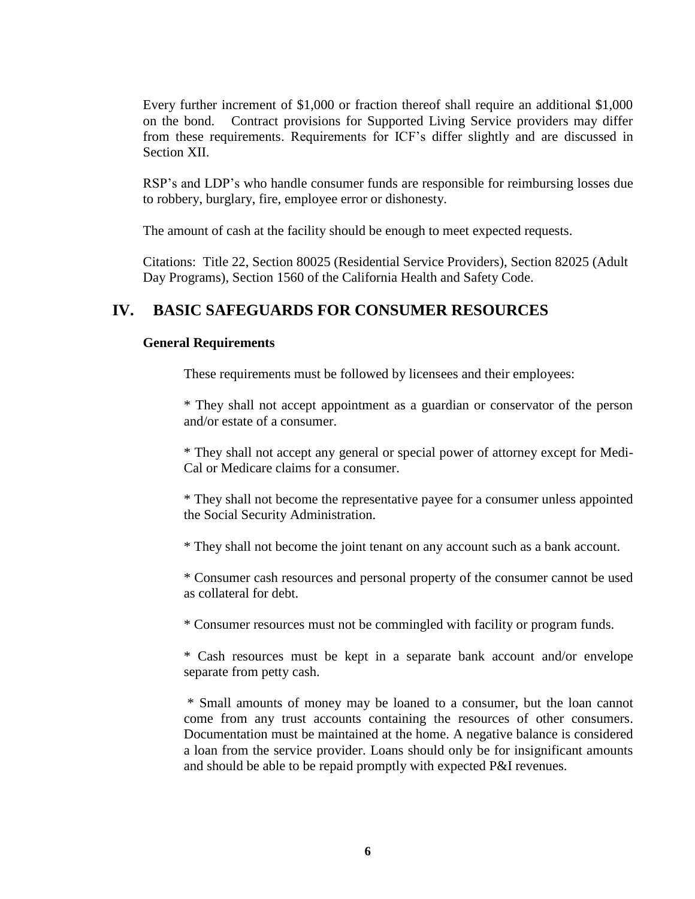Every further increment of $1,000 or fraction thereof shall require an additional $1,000 on the bond. Contract provisions for Supported Living Service providers may differ from these requirements. Requirements for ICF's differ slightly and are discussed in Section XII.

RSP's and LDP's who handle consumer funds are responsible for reimbursing losses due to robbery, burglary, fire, employee error or dishonesty.

The amount of cash at the facility should be enough to meet expected requests.

Citations: Title 22, Section 80025 (Residential Service Providers), Section 82025 (Adult Day Programs), Section 1560 of the California Health and Safety Code.

## IV. BASIC SAFEGUARDS FOR CONSUMER RESOURCES

**General Requirements**

These requirements must be followed by licensees and their employees:

* They shall not accept appointment as a guardian or conservator of the person and/or estate of a consumer.

* They shall not accept any general or special power of attorney except for Medi-Cal or Medicare claims for a consumer.

* They shall not become the representative payee for a consumer unless appointed the Social Security Administration.

* They shall not become the joint tenant on any account such as a bank account.

* Consumer cash resources and personal property of the consumer cannot be used as collateral for debt.

* Consumer resources must not be commingled with facility or program funds.

* Cash resources must be kept in a separate bank account and/or envelope separate from petty cash.

* Small amounts of money may be loaned to a consumer, but the loan cannot come from any trust accounts containing the resources of other consumers. Documentation must be maintained at the home. A negative balance is considered a loan from the service provider. Loans should only be for insignificant amounts and should be able to be repaid promptly with expected P&I revenues.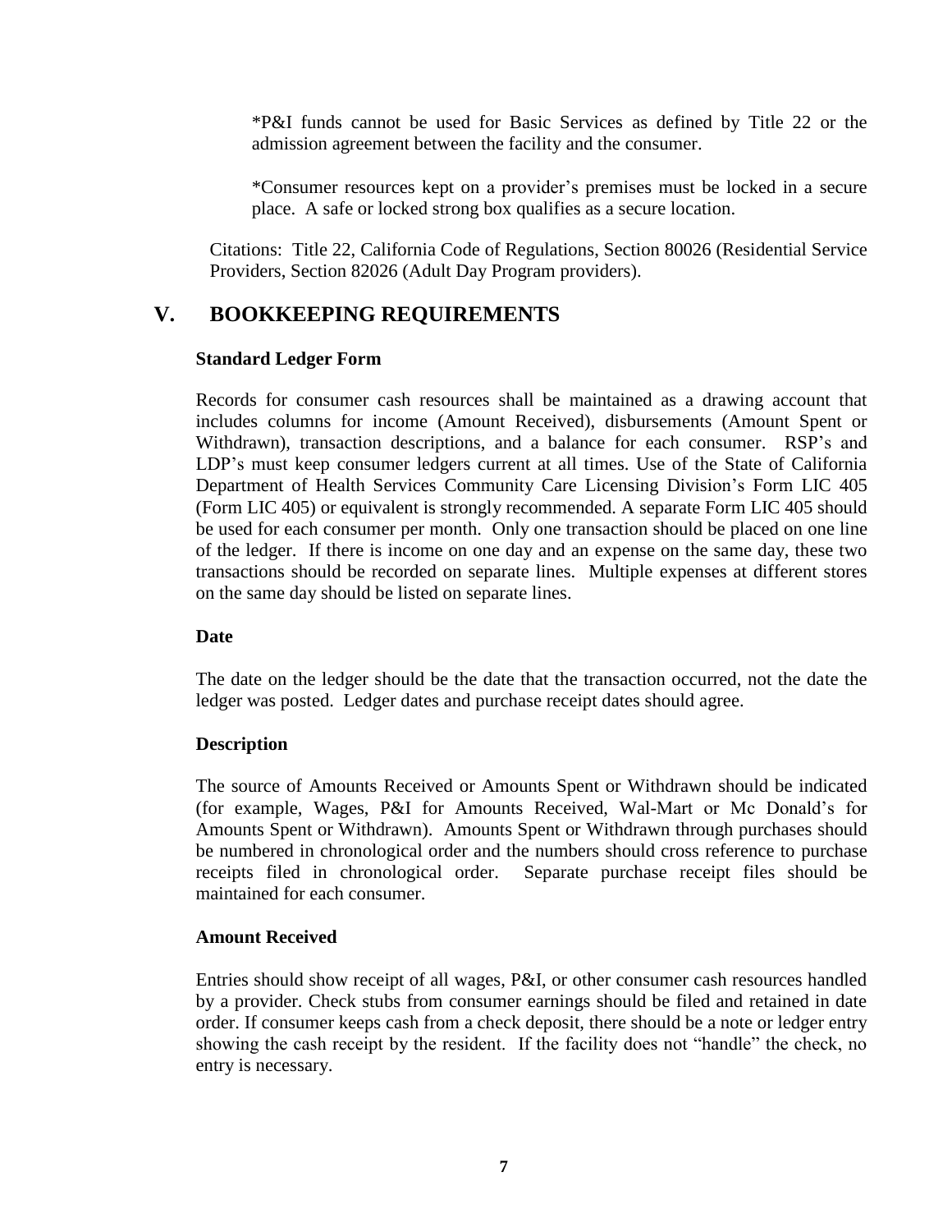*P&I funds cannot be used for Basic Services as defined by Title 22 or the admission agreement between the facility and the consumer.

*Consumer resources kept on a provider's premises must be locked in a secure place. A safe or locked strong box qualifies as a secure location.

Citations: Title 22, California Code of Regulations, Section 80026 (Residential Service Providers, Section 82026 (Adult Day Program providers).

## V. BOOKKEEPING REQUIREMENTS

**Standard Ledger Form**

Records for consumer cash resources shall be maintained as a drawing account that includes columns for income (Amount Received), disbursements (Amount Spent or Withdrawn), transaction descriptions, and a balance for each consumer. RSP's and LDP's must keep consumer ledgers current at all times. Use of the State of California Department of Health Services Community Care Licensing Division's Form LIC 405 (Form LIC 405) or equivalent is strongly recommended. A separate Form LIC 405 should be used for each consumer per month. Only one transaction should be placed on one line of the ledger. If there is income on one day and an expense on the same day, these two transactions should be recorded on separate lines. Multiple expenses at different stores on the same day should be listed on separate lines.

**Date**

The date on the ledger should be the date that the transaction occurred, not the date the ledger was posted. Ledger dates and purchase receipt dates should agree.

**Description**

The source of Amounts Received or Amounts Spent or Withdrawn should be indicated (for example, Wages, P&I for Amounts Received, Wal-Mart or Mc Donald's for Amounts Spent or Withdrawn). Amounts Spent or Withdrawn through purchases should be numbered in chronological order and the numbers should cross reference to purchase receipts filed in chronological order. Separate purchase receipt files should be maintained for each consumer.

**Amount Received**

Entries should show receipt of all wages, P&I, or other consumer cash resources handled by a provider. Check stubs from consumer earnings should be filed and retained in date order. If consumer keeps cash from a check deposit, there should be a note or ledger entry showing the cash receipt by the resident. If the facility does not "handle" the check, no entry is necessary.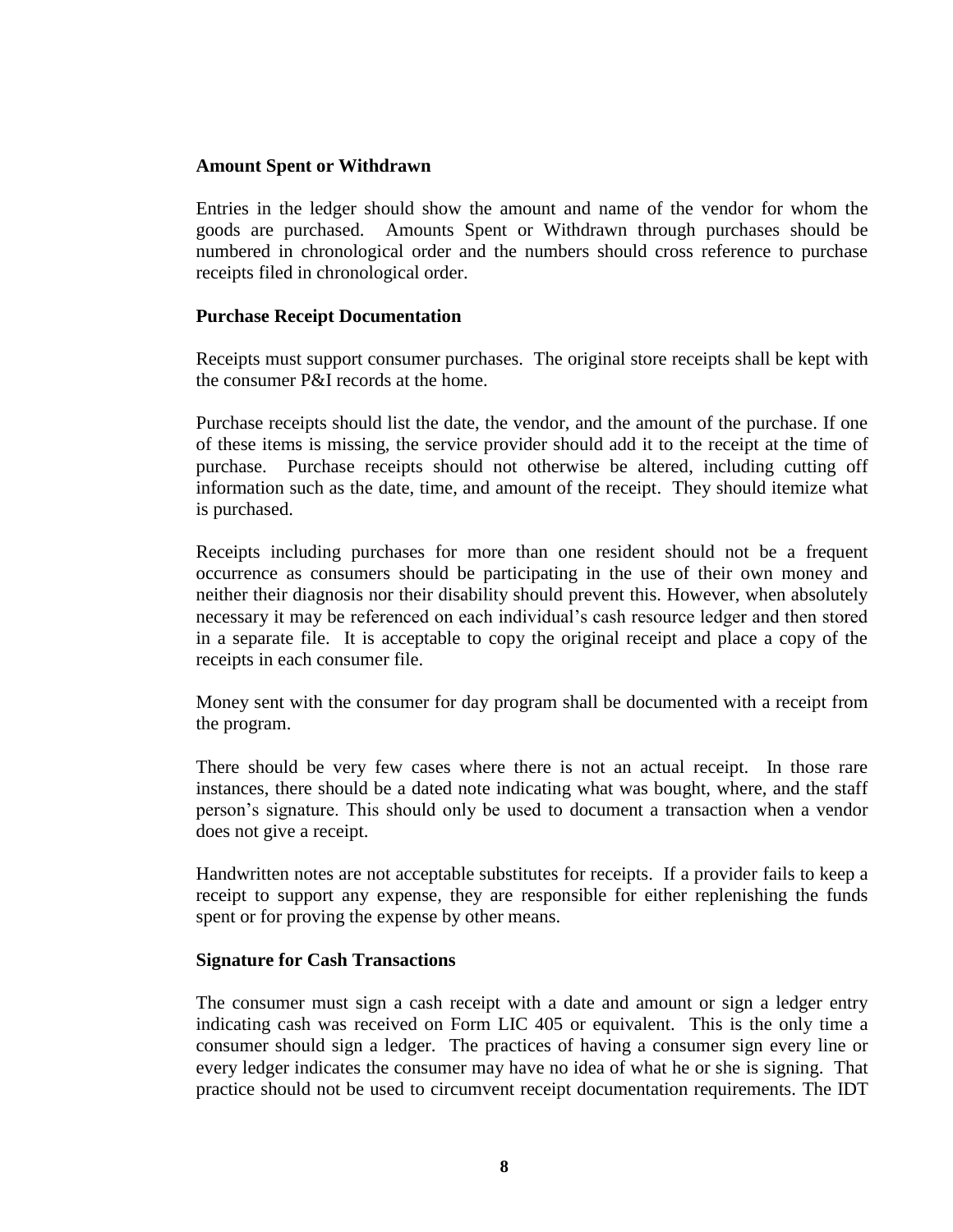**Amount Spent or Withdrawn**

Entries in the ledger should show the amount and name of the vendor for whom the goods are purchased. Amounts Spent or Withdrawn through purchases should be numbered in chronological order and the numbers should cross reference to purchase receipts filed in chronological order.

**Purchase Receipt Documentation**

Receipts must support consumer purchases. The original store receipts shall be kept with the consumer P&I records at the home.

Purchase receipts should list the date, the vendor, and the amount of the purchase. If one of these items is missing, the service provider should add it to the receipt at the time of purchase. Purchase receipts should not otherwise be altered, including cutting off information such as the date, time, and amount of the receipt. They should itemize what is purchased.

Receipts including purchases for more than one resident should not be a frequent occurrence as consumers should be participating in the use of their own money and neither their diagnosis nor their disability should prevent this. However, when absolutely necessary it may be referenced on each individual's cash resource ledger and then stored in a separate file. It is acceptable to copy the original receipt and place a copy of the receipts in each consumer file.

Money sent with the consumer for day program shall be documented with a receipt from the program.

There should be very few cases where there is not an actual receipt. In those rare instances, there should be a dated note indicating what was bought, where, and the staff person's signature. This should only be used to document a transaction when a vendor does not give a receipt.

Handwritten notes are not acceptable substitutes for receipts. If a provider fails to keep a receipt to support any expense, they are responsible for either replenishing the funds spent or for proving the expense by other means.

**Signature for Cash Transactions**

The consumer must sign a cash receipt with a date and amount or sign a ledger entry indicating cash was received on Form LIC 405 or equivalent. This is the only time a consumer should sign a ledger. The practices of having a consumer sign every line or every ledger indicates the consumer may have no idea of what he or she is signing. That practice should not be used to circumvent receipt documentation requirements. The IDT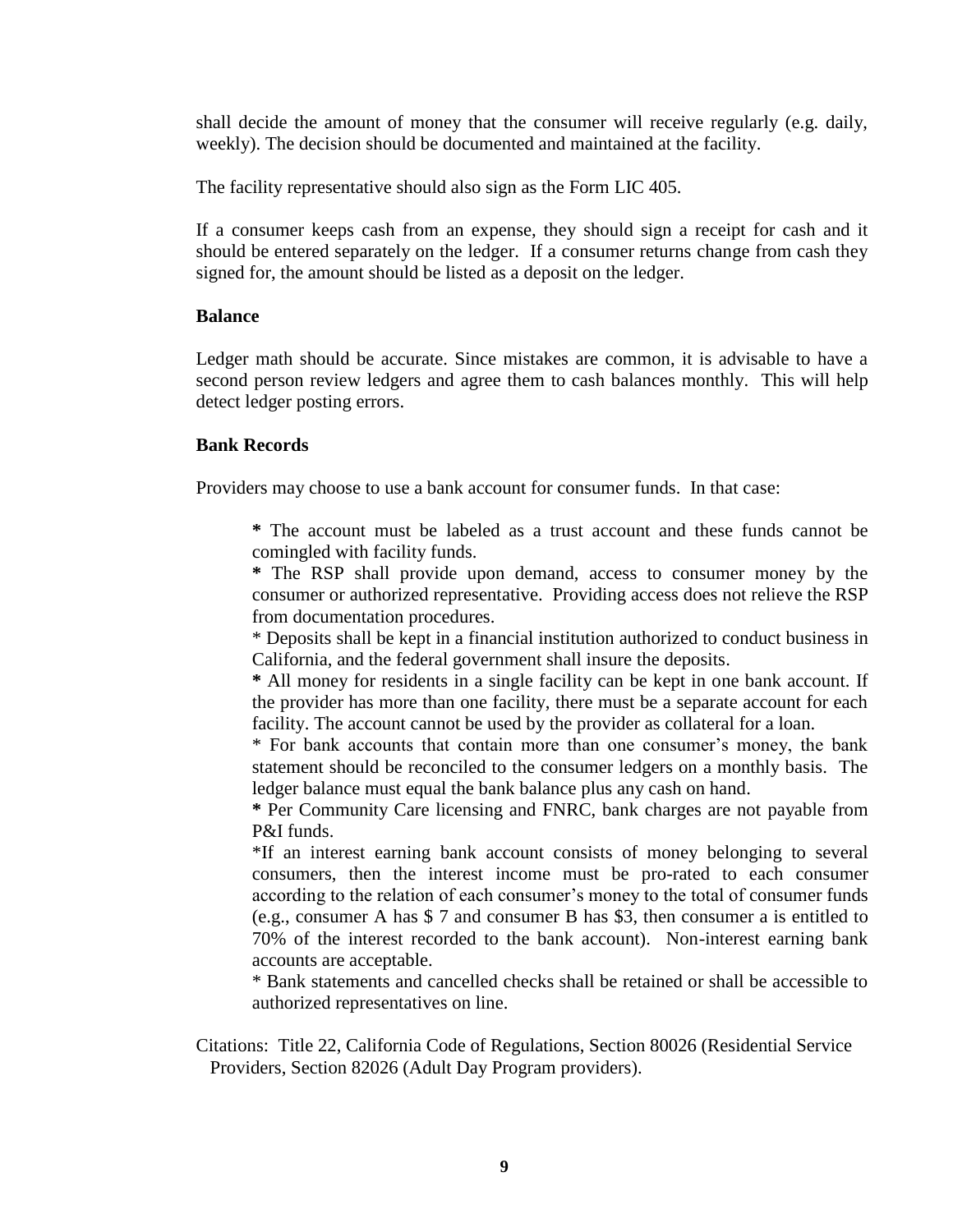shall decide the amount of money that the consumer will receive regularly (e.g. daily, weekly). The decision should be documented and maintained at the facility.

The facility representative should also sign as the Form LIC 405.

If a consumer keeps cash from an expense, they should sign a receipt for cash and it should be entered separately on the ledger. If a consumer returns change from cash they signed for, the amount should be listed as a deposit on the ledger.

**Balance**

Ledger math should be accurate. Since mistakes are common, it is advisable to have a second person review ledgers and agree them to cash balances monthly. This will help detect ledger posting errors.

**Bank Records**

Providers may choose to use a bank account for consumer funds. In that case:

> **\*** The account must be labeled as a trust account and these funds cannot be comingled with facility funds.
> **\*** The RSP shall provide upon demand, access to consumer money by the consumer or authorized representative. Providing access does not relieve the RSP from documentation procedures.
> \* Deposits shall be kept in a financial institution authorized to conduct business in California, and the federal government shall insure the deposits.
> **\*** All money for residents in a single facility can be kept in one bank account. If the provider has more than one facility, there must be a separate account for each facility. The account cannot be used by the provider as collateral for a loan.
> \* For bank accounts that contain more than one consumer's money, the bank statement should be reconciled to the consumer ledgers on a monthly basis. The ledger balance must equal the bank balance plus any cash on hand.
> **\*** Per Community Care licensing and FNRC, bank charges are not payable from P&I funds.
> \*If an interest earning bank account consists of money belonging to several consumers, then the interest income must be pro-rated to each consumer according to the relation of each consumer's money to the total of consumer funds (e.g., consumer A has \$ 7 and consumer B has \$3, then consumer a is entitled to 70% of the interest recorded to the bank account). Non-interest earning bank accounts are acceptable.
> \* Bank statements and cancelled checks shall be retained or shall be accessible to authorized representatives on line.

Citations: Title 22, California Code of Regulations, Section 80026 (Residential Service Providers, Section 82026 (Adult Day Program providers).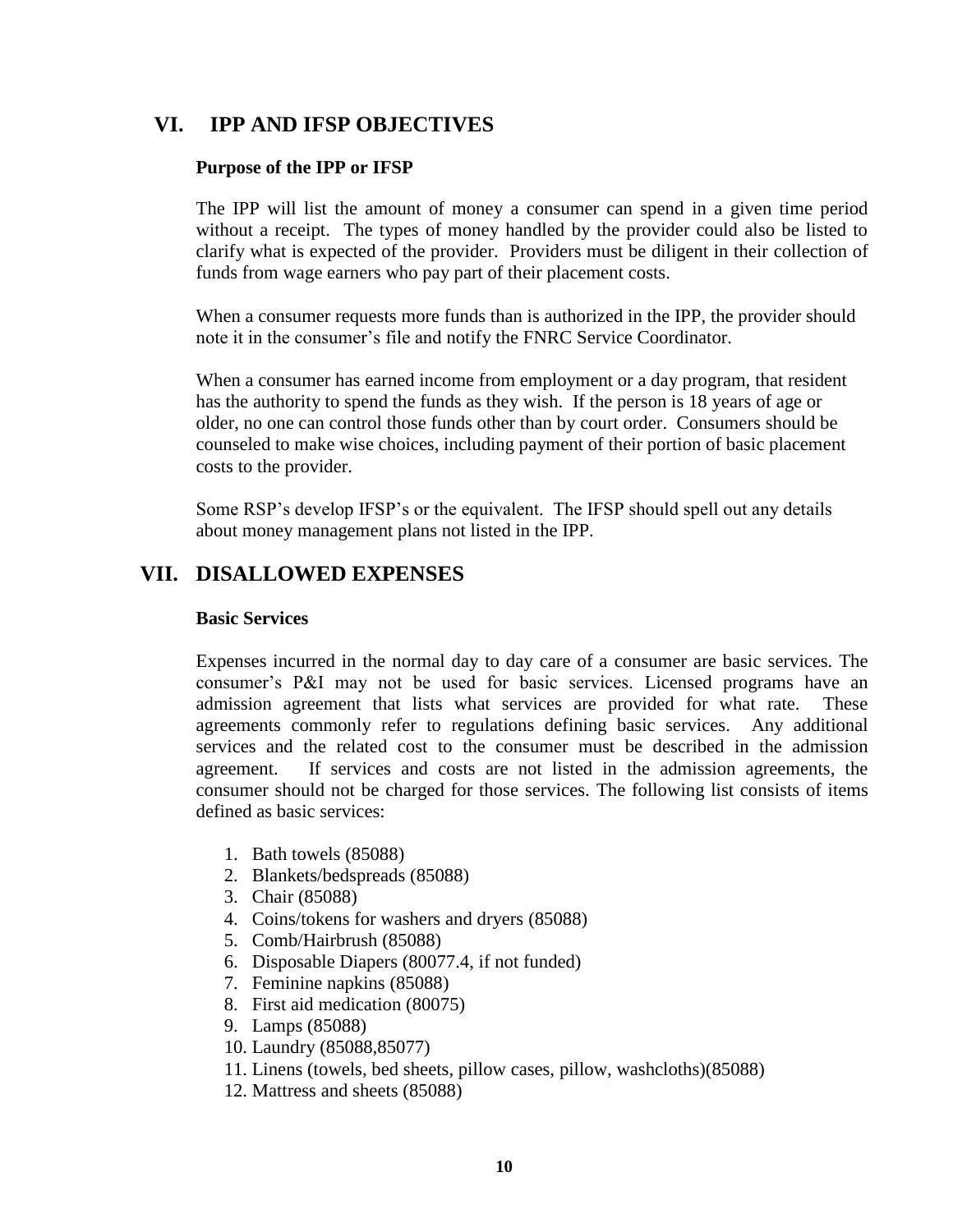## VI. IPP AND IFSP OBJECTIVES

### Purpose of the IPP or IFSP

The IPP will list the amount of money a consumer can spend in a given time period without a receipt. The types of money handled by the provider could also be listed to clarify what is expected of the provider. Providers must be diligent in their collection of funds from wage earners who pay part of their placement costs.

When a consumer requests more funds than is authorized in the IPP, the provider should note it in the consumer's file and notify the FNRC Service Coordinator.

When a consumer has earned income from employment or a day program, that resident has the authority to spend the funds as they wish. If the person is 18 years of age or older, no one can control those funds other than by court order. Consumers should be counseled to make wise choices, including payment of their portion of basic placement costs to the provider.

Some RSP's develop IFSP's or the equivalent. The IFSP should spell out any details about money management plans not listed in the IPP.

## VII. DISALLOWED EXPENSES

### Basic Services

Expenses incurred in the normal day to day care of a consumer are basic services. The consumer's P&I may not be used for basic services. Licensed programs have an admission agreement that lists what services are provided for what rate. These agreements commonly refer to regulations defining basic services. Any additional services and the related cost to the consumer must be described in the admission agreement. If services and costs are not listed in the admission agreements, the consumer should not be charged for those services. The following list consists of items defined as basic services:

1. Bath towels (85088)
2. Blankets/bedspreads (85088)
3. Chair (85088)
4. Coins/tokens for washers and dryers (85088)
5. Comb/Hairbrush (85088)
6. Disposable Diapers (80077.4, if not funded)
7. Feminine napkins (85088)
8. First aid medication (80075)
9. Lamps (85088)
10. Laundry (85088,85077)
11. Linens (towels, bed sheets, pillow cases, pillow, washcloths)(85088)
12. Mattress and sheets (85088)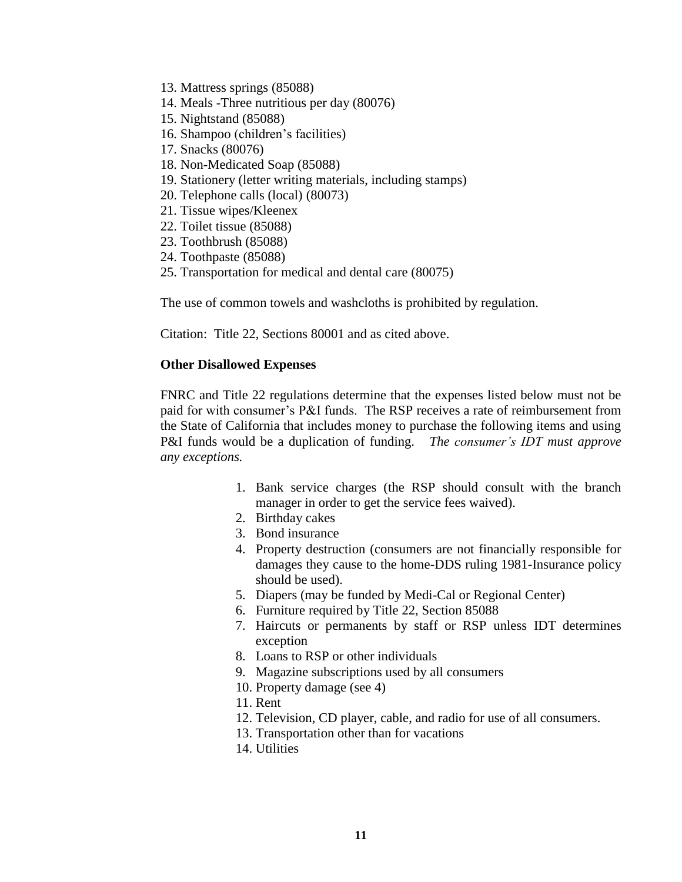13. Mattress springs (85088)
14. Meals -Three nutritious per day (80076)
15. Nightstand (85088)
16. Shampoo (children's facilities)
17. Snacks (80076)
18. Non-Medicated Soap (85088)
19. Stationery (letter writing materials, including stamps)
20. Telephone calls (local) (80073)
21. Tissue wipes/Kleenex
22. Toilet tissue (85088)
23. Toothbrush (85088)
24. Toothpaste (85088)
25. Transportation for medical and dental care (80075)

The use of common towels and washcloths is prohibited by regulation.

Citation: Title 22, Sections 80001 and as cited above.

**Other Disallowed Expenses**

FNRC and Title 22 regulations determine that the expenses listed below must not be paid for with consumer's P&I funds. The RSP receives a rate of reimbursement from the State of California that includes money to purchase the following items and using P&I funds would be a duplication of funding. *The consumer's IDT must approve any exceptions.*

1. Bank service charges (the RSP should consult with the branch manager in order to get the service fees waived).
2. Birthday cakes
3. Bond insurance
4. Property destruction (consumers are not financially responsible for damages they cause to the home-DDS ruling 1981-Insurance policy should be used).
5. Diapers (may be funded by Medi-Cal or Regional Center)
6. Furniture required by Title 22, Section 85088
7. Haircuts or permanents by staff or RSP unless IDT determines exception
8. Loans to RSP or other individuals
9. Magazine subscriptions used by all consumers
10. Property damage (see 4)
11. Rent
12. Television, CD player, cable, and radio for use of all consumers.
13. Transportation other than for vacations
14. Utilities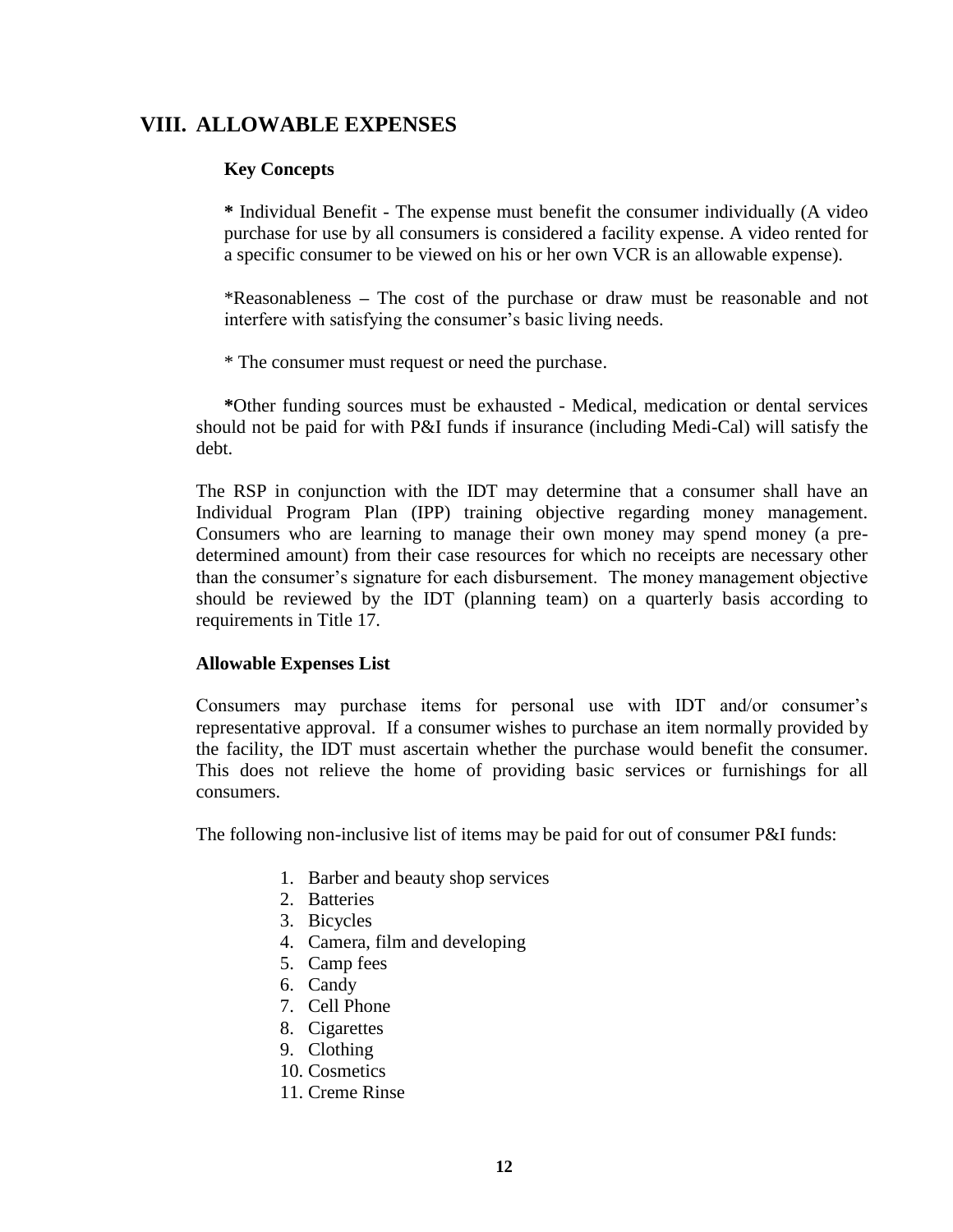## VIII. ALLOWABLE EXPENSES

### Key Concepts

* Individual Benefit - The expense must benefit the consumer individually (A video purchase for use by all consumers is considered a facility expense. A video rented for a specific consumer to be viewed on his or her own VCR is an allowable expense).

*Reasonableness – The cost of the purchase or draw must be reasonable and not interfere with satisfying the consumer's basic living needs.

* The consumer must request or need the purchase.

*Other funding sources must be exhausted - Medical, medication or dental services should not be paid for with P&I funds if insurance (including Medi-Cal) will satisfy the debt.

The RSP in conjunction with the IDT may determine that a consumer shall have an Individual Program Plan (IPP) training objective regarding money management. Consumers who are learning to manage their own money may spend money (a pre-determined amount) from their case resources for which no receipts are necessary other than the consumer's signature for each disbursement. The money management objective should be reviewed by the IDT (planning team) on a quarterly basis according to requirements in Title 17.

### Allowable Expenses List

Consumers may purchase items for personal use with IDT and/or consumer's representative approval. If a consumer wishes to purchase an item normally provided by the facility, the IDT must ascertain whether the purchase would benefit the consumer. This does not relieve the home of providing basic services or furnishings for all consumers.

The following non-inclusive list of items may be paid for out of consumer P&I funds:

1. Barber and beauty shop services
2. Batteries
3. Bicycles
4. Camera, film and developing
5. Camp fees
6. Candy
7. Cell Phone
8. Cigarettes
9. Clothing
10. Cosmetics
11. Creme Rinse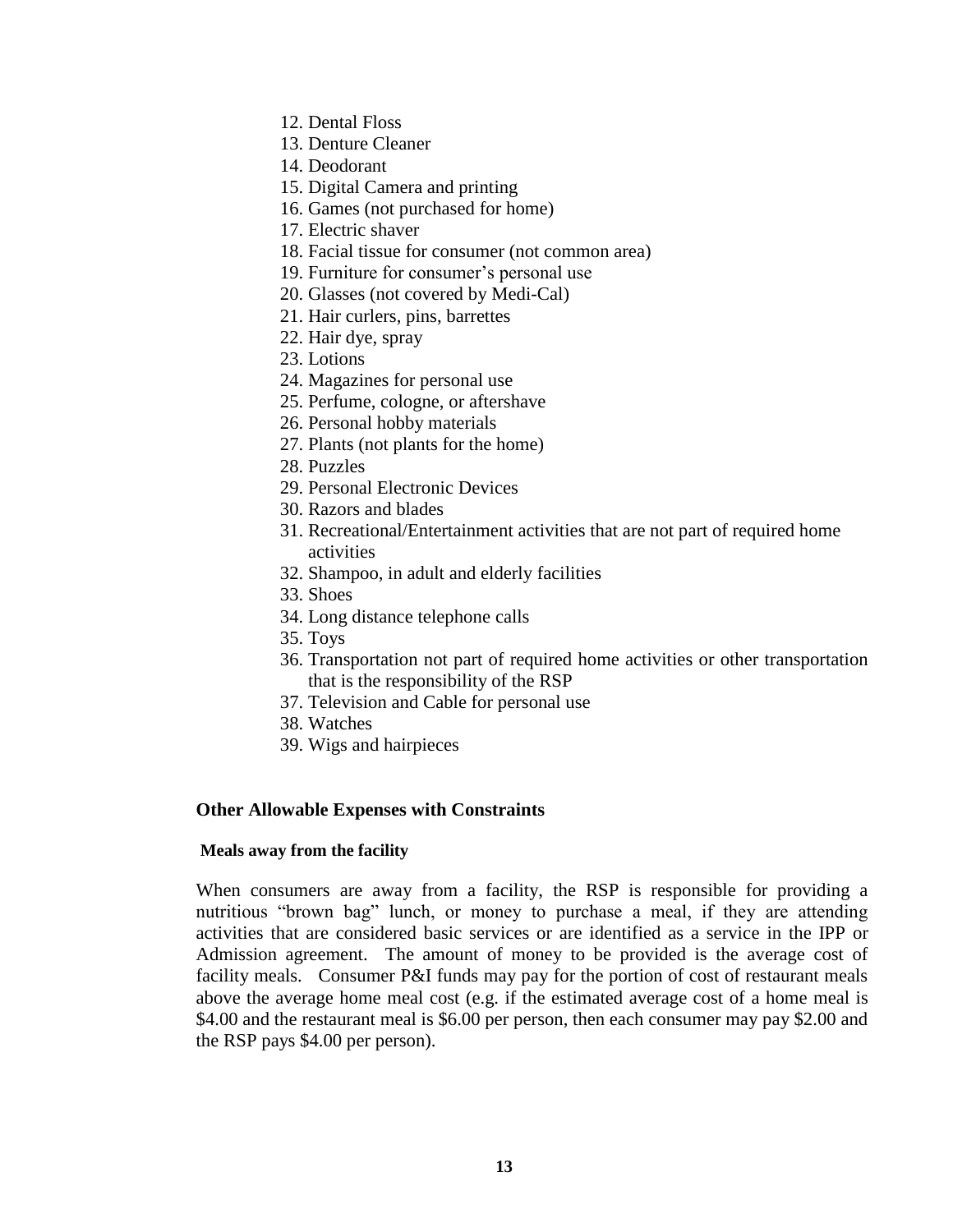12. Dental Floss
13. Denture Cleaner
14. Deodorant
15. Digital Camera and printing
16. Games (not purchased for home)
17. Electric shaver
18. Facial tissue for consumer (not common area)
19. Furniture for consumer's personal use
20. Glasses (not covered by Medi-Cal)
21. Hair curlers, pins, barrettes
22. Hair dye, spray
23. Lotions
24. Magazines for personal use
25. Perfume, cologne, or aftershave
26. Personal hobby materials
27. Plants (not plants for the home)
28. Puzzles
29. Personal Electronic Devices
30. Razors and blades
31. Recreational/Entertainment activities that are not part of required home activities
32. Shampoo, in adult and elderly facilities
33. Shoes
34. Long distance telephone calls
35. Toys
36. Transportation not part of required home activities or other transportation that is the responsibility of the RSP
37. Television and Cable for personal use
38. Watches
39. Wigs and hairpieces

## Other Allowable Expenses with Constraints

### Meals away from the facility

When consumers are away from a facility, the RSP is responsible for providing a nutritious "brown bag" lunch, or money to purchase a meal, if they are attending activities that are considered basic services or are identified as a service in the IPP or Admission agreement. The amount of money to be provided is the average cost of facility meals. Consumer P&I funds may pay for the portion of cost of restaurant meals above the average home meal cost (e.g. if the estimated average cost of a home meal is $4.00 and the restaurant meal is $6.00 per person, then each consumer may pay $2.00 and the RSP pays $4.00 per person).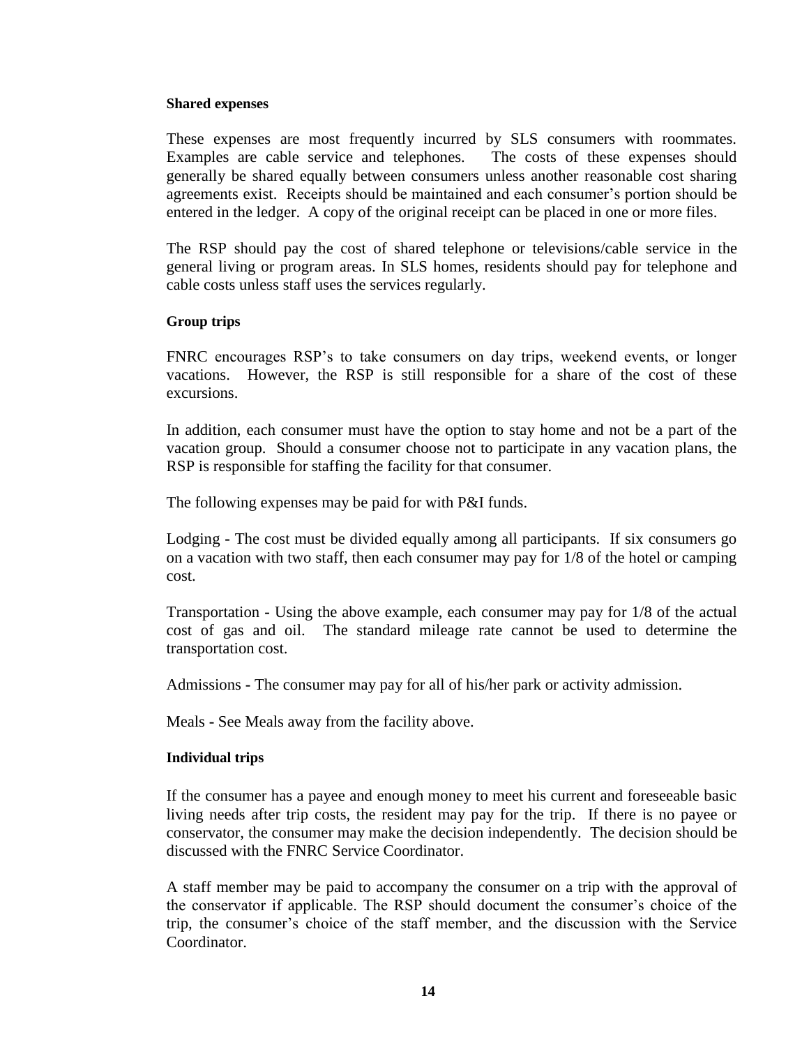**Shared expenses**

These expenses are most frequently incurred by SLS consumers with roommates. Examples are cable service and telephones. The costs of these expenses should generally be shared equally between consumers unless another reasonable cost sharing agreements exist. Receipts should be maintained and each consumer's portion should be entered in the ledger. A copy of the original receipt can be placed in one or more files.

The RSP should pay the cost of shared telephone or televisions/cable service in the general living or program areas. In SLS homes, residents should pay for telephone and cable costs unless staff uses the services regularly.

**Group trips**

FNRC encourages RSP's to take consumers on day trips, weekend events, or longer vacations. However, the RSP is still responsible for a share of the cost of these excursions.

In addition, each consumer must have the option to stay home and not be a part of the vacation group. Should a consumer choose not to participate in any vacation plans, the RSP is responsible for staffing the facility for that consumer.

The following expenses may be paid for with P&I funds.

Lodging - The cost must be divided equally among all participants. If six consumers go on a vacation with two staff, then each consumer may pay for 1/8 of the hotel or camping cost.

Transportation - Using the above example, each consumer may pay for 1/8 of the actual cost of gas and oil. The standard mileage rate cannot be used to determine the transportation cost.

Admissions - The consumer may pay for all of his/her park or activity admission.

Meals - See Meals away from the facility above.

**Individual trips**

If the consumer has a payee and enough money to meet his current and foreseeable basic living needs after trip costs, the resident may pay for the trip. If there is no payee or conservator, the consumer may make the decision independently. The decision should be discussed with the FNRC Service Coordinator.

A staff member may be paid to accompany the consumer on a trip with the approval of the conservator if applicable. The RSP should document the consumer's choice of the trip, the consumer's choice of the staff member, and the discussion with the Service Coordinator.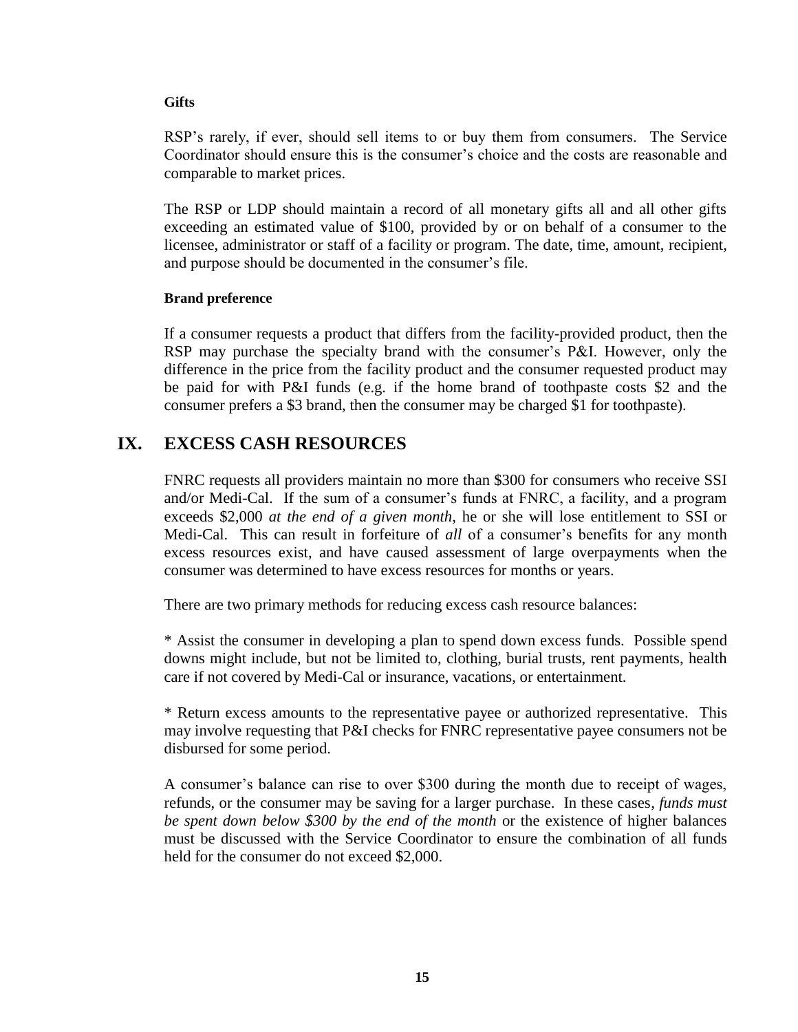**Gifts**

RSP's rarely, if ever, should sell items to or buy them from consumers. The Service Coordinator should ensure this is the consumer's choice and the costs are reasonable and comparable to market prices.

The RSP or LDP should maintain a record of all monetary gifts all and all other gifts exceeding an estimated value of $100, provided by or on behalf of a consumer to the licensee, administrator or staff of a facility or program. The date, time, amount, recipient, and purpose should be documented in the consumer's file.

**Brand preference**

If a consumer requests a product that differs from the facility-provided product, then the RSP may purchase the specialty brand with the consumer's P&I. However, only the difference in the price from the facility product and the consumer requested product may be paid for with P&I funds (e.g. if the home brand of toothpaste costs $2 and the consumer prefers a $3 brand, then the consumer may be charged $1 for toothpaste).

## IX. EXCESS CASH RESOURCES

FNRC requests all providers maintain no more than $300 for consumers who receive SSI and/or Medi-Cal. If the sum of a consumer's funds at FNRC, a facility, and a program exceeds $2,000 *at the end of a given month*, he or she will lose entitlement to SSI or Medi-Cal. This can result in forfeiture of *all* of a consumer's benefits for any month excess resources exist, and have caused assessment of large overpayments when the consumer was determined to have excess resources for months or years.

There are two primary methods for reducing excess cash resource balances:

* Assist the consumer in developing a plan to spend down excess funds. Possible spend downs might include, but not be limited to, clothing, burial trusts, rent payments, health care if not covered by Medi-Cal or insurance, vacations, or entertainment.

* Return excess amounts to the representative payee or authorized representative. This may involve requesting that P&I checks for FNRC representative payee consumers not be disbursed for some period.

A consumer's balance can rise to over $300 during the month due to receipt of wages, refunds, or the consumer may be saving for a larger purchase. In these cases, *funds must be spent down below $300 by the end of the month* or the existence of higher balances must be discussed with the Service Coordinator to ensure the combination of all funds held for the consumer do not exceed $2,000.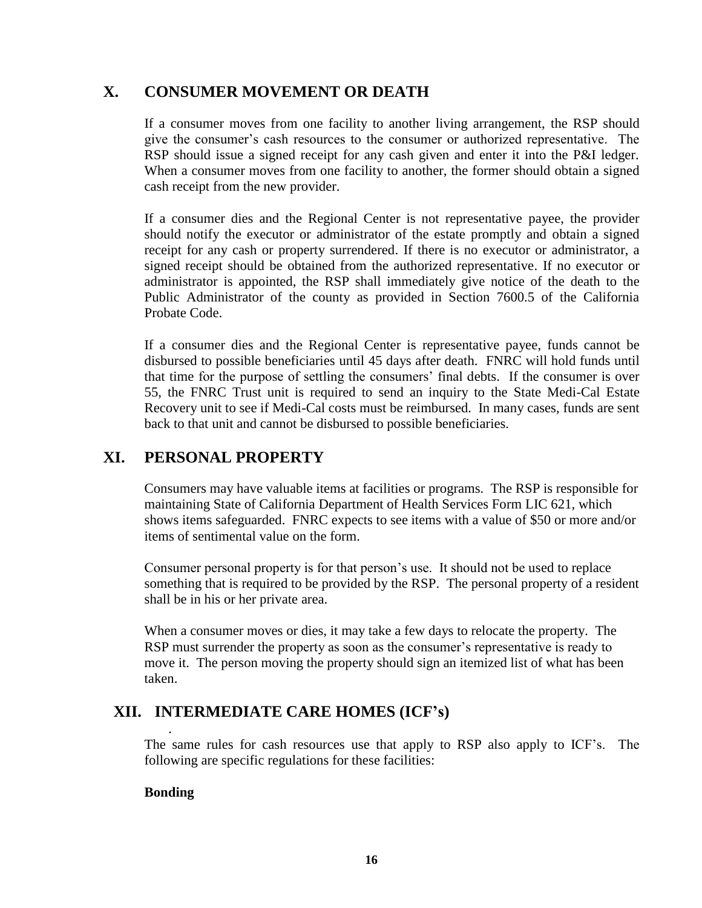## X. CONSUMER MOVEMENT OR DEATH

If a consumer moves from one facility to another living arrangement, the RSP should give the consumer's cash resources to the consumer or authorized representative. The RSP should issue a signed receipt for any cash given and enter it into the P&I ledger. When a consumer moves from one facility to another, the former should obtain a signed cash receipt from the new provider.

If a consumer dies and the Regional Center is not representative payee, the provider should notify the executor or administrator of the estate promptly and obtain a signed receipt for any cash or property surrendered. If there is no executor or administrator, a signed receipt should be obtained from the authorized representative. If no executor or administrator is appointed, the RSP shall immediately give notice of the death to the Public Administrator of the county as provided in Section 7600.5 of the California Probate Code.

If a consumer dies and the Regional Center is representative payee, funds cannot be disbursed to possible beneficiaries until 45 days after death. FNRC will hold funds until that time for the purpose of settling the consumers' final debts. If the consumer is over 55, the FNRC Trust unit is required to send an inquiry to the State Medi-Cal Estate Recovery unit to see if Medi-Cal costs must be reimbursed. In many cases, funds are sent back to that unit and cannot be disbursed to possible beneficiaries.

## XI. PERSONAL PROPERTY

Consumers may have valuable items at facilities or programs. The RSP is responsible for maintaining State of California Department of Health Services Form LIC 621, which shows items safeguarded. FNRC expects to see items with a value of $50 or more and/or items of sentimental value on the form.

Consumer personal property is for that person's use. It should not be used to replace something that is required to be provided by the RSP. The personal property of a resident shall be in his or her private area.

When a consumer moves or dies, it may take a few days to relocate the property. The RSP must surrender the property as soon as the consumer's representative is ready to move it. The person moving the property should sign an itemized list of what has been taken.

## XII. INTERMEDIATE CARE HOMES (ICF's)

The same rules for cash resources use that apply to RSP also apply to ICF's. The following are specific regulations for these facilities:

**Bonding**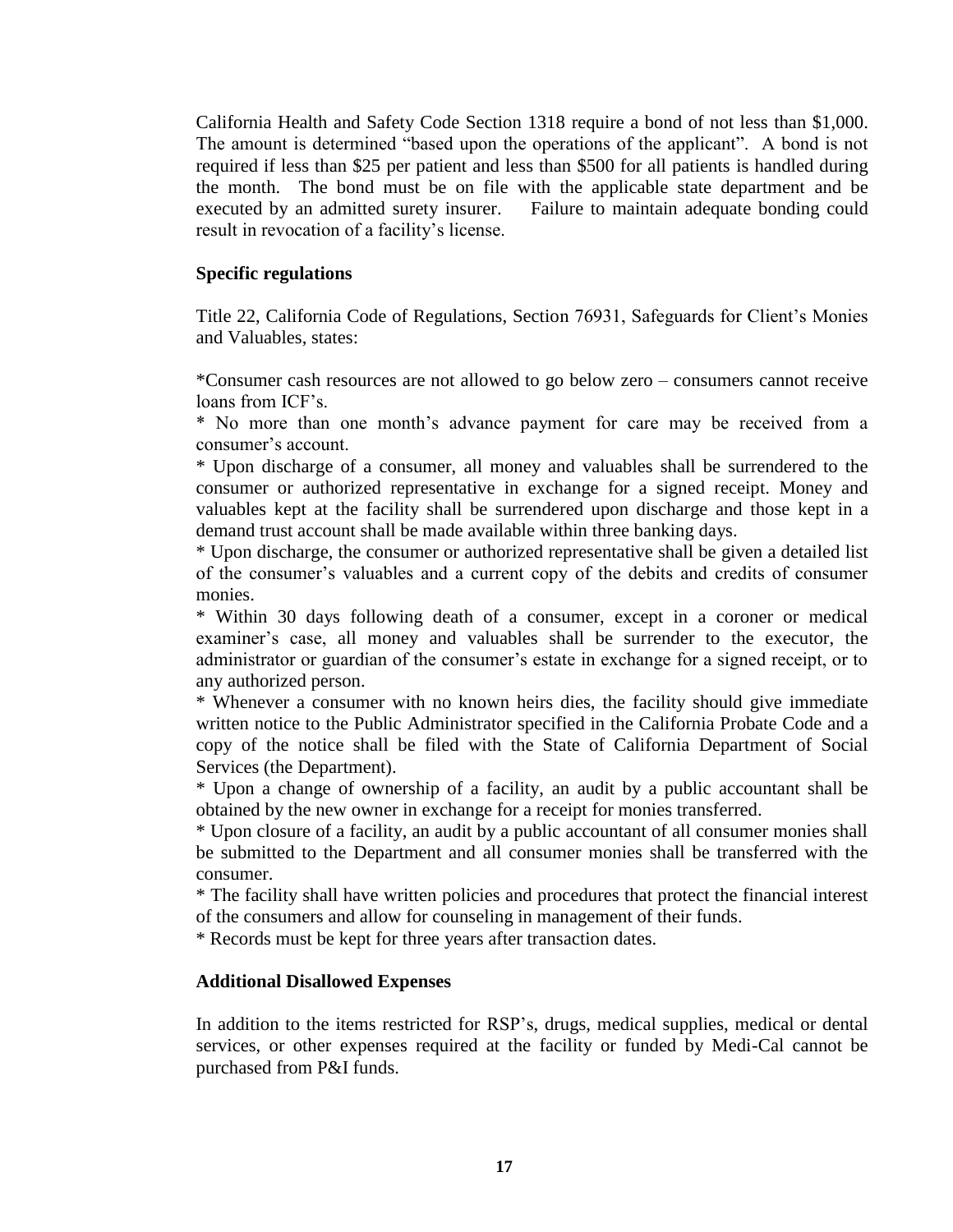California Health and Safety Code Section 1318 require a bond of not less than $1,000. The amount is determined "based upon the operations of the applicant". A bond is not required if less than $25 per patient and less than $500 for all patients is handled during the month. The bond must be on file with the applicable state department and be executed by an admitted surety insurer. Failure to maintain adequate bonding could result in revocation of a facility's license.

**Specific regulations**

Title 22, California Code of Regulations, Section 76931, Safeguards for Client's Monies and Valuables, states:

*Consumer cash resources are not allowed to go below zero – consumers cannot receive loans from ICF's.

* No more than one month's advance payment for care may be received from a consumer's account.

* Upon discharge of a consumer, all money and valuables shall be surrendered to the consumer or authorized representative in exchange for a signed receipt. Money and valuables kept at the facility shall be surrendered upon discharge and those kept in a demand trust account shall be made available within three banking days.

* Upon discharge, the consumer or authorized representative shall be given a detailed list of the consumer's valuables and a current copy of the debits and credits of consumer monies.

* Within 30 days following death of a consumer, except in a coroner or medical examiner's case, all money and valuables shall be surrender to the executor, the administrator or guardian of the consumer's estate in exchange for a signed receipt, or to any authorized person.

* Whenever a consumer with no known heirs dies, the facility should give immediate written notice to the Public Administrator specified in the California Probate Code and a copy of the notice shall be filed with the State of California Department of Social Services (the Department).

* Upon a change of ownership of a facility, an audit by a public accountant shall be obtained by the new owner in exchange for a receipt for monies transferred.

* Upon closure of a facility, an audit by a public accountant of all consumer monies shall be submitted to the Department and all consumer monies shall be transferred with the consumer.

* The facility shall have written policies and procedures that protect the financial interest of the consumers and allow for counseling in management of their funds.

* Records must be kept for three years after transaction dates.

**Additional Disallowed Expenses**

In addition to the items restricted for RSP's, drugs, medical supplies, medical or dental services, or other expenses required at the facility or funded by Medi-Cal cannot be purchased from P&I funds.